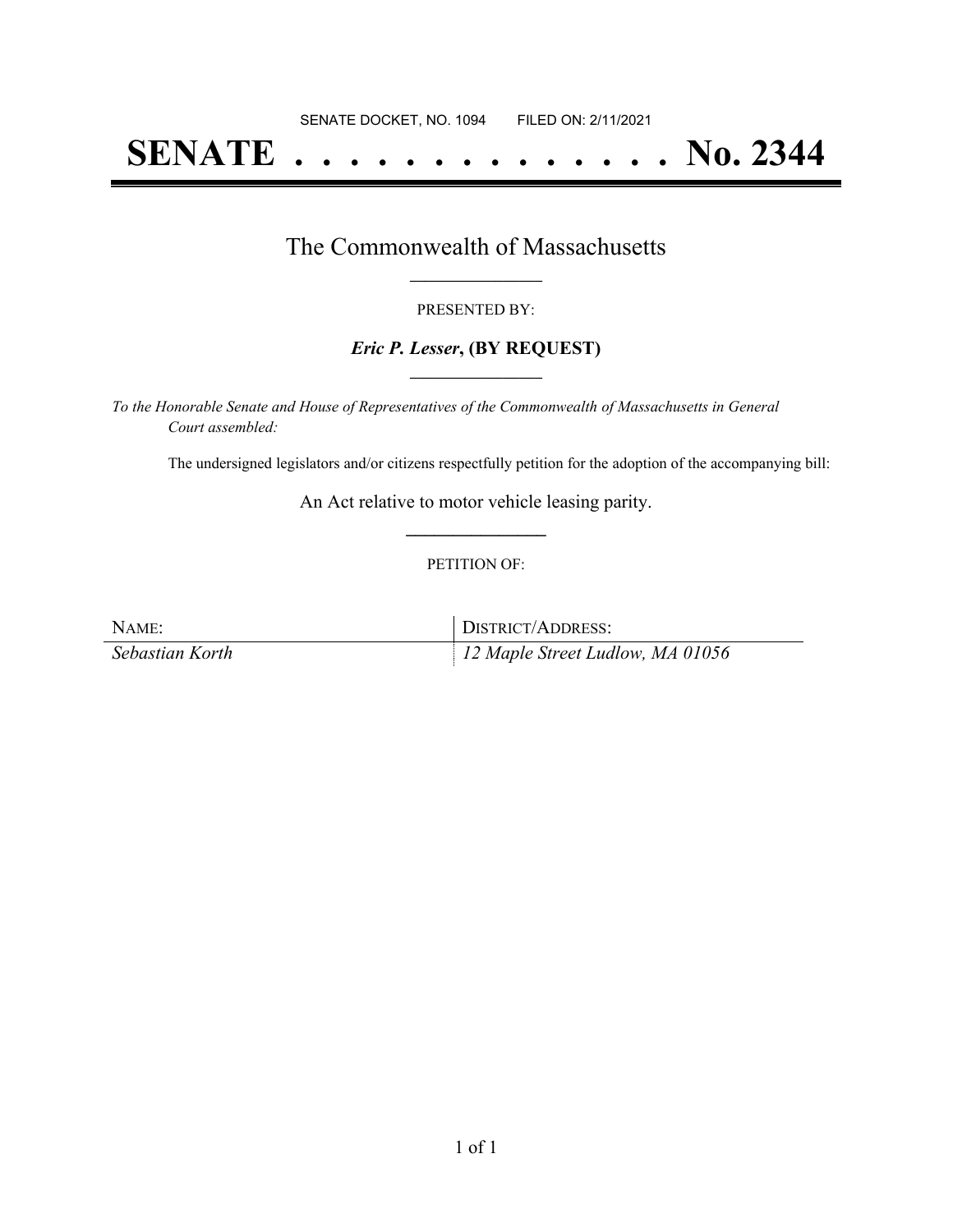SENATE DOCKET, NO. 1094        FILED ON: 2/11/2021

# SENATE . . . . . . . . . . . . . . No. 2344

## The Commonwealth of Massachusetts

PRESENTED BY:

***Eric P. Lesser*, (BY REQUEST)**

*To the Honorable Senate and House of Representatives of the Commonwealth of Massachusetts in General Court assembled:*

The undersigned legislators and/or citizens respectfully petition for the adoption of the accompanying bill:

An Act relative to motor vehicle leasing parity.

PETITION OF:

| NAME: | DISTRICT/ADDRESS: |
| --- | --- |
| *Sebastian Korth* | *12 Maple Street Ludlow, MA 01056* |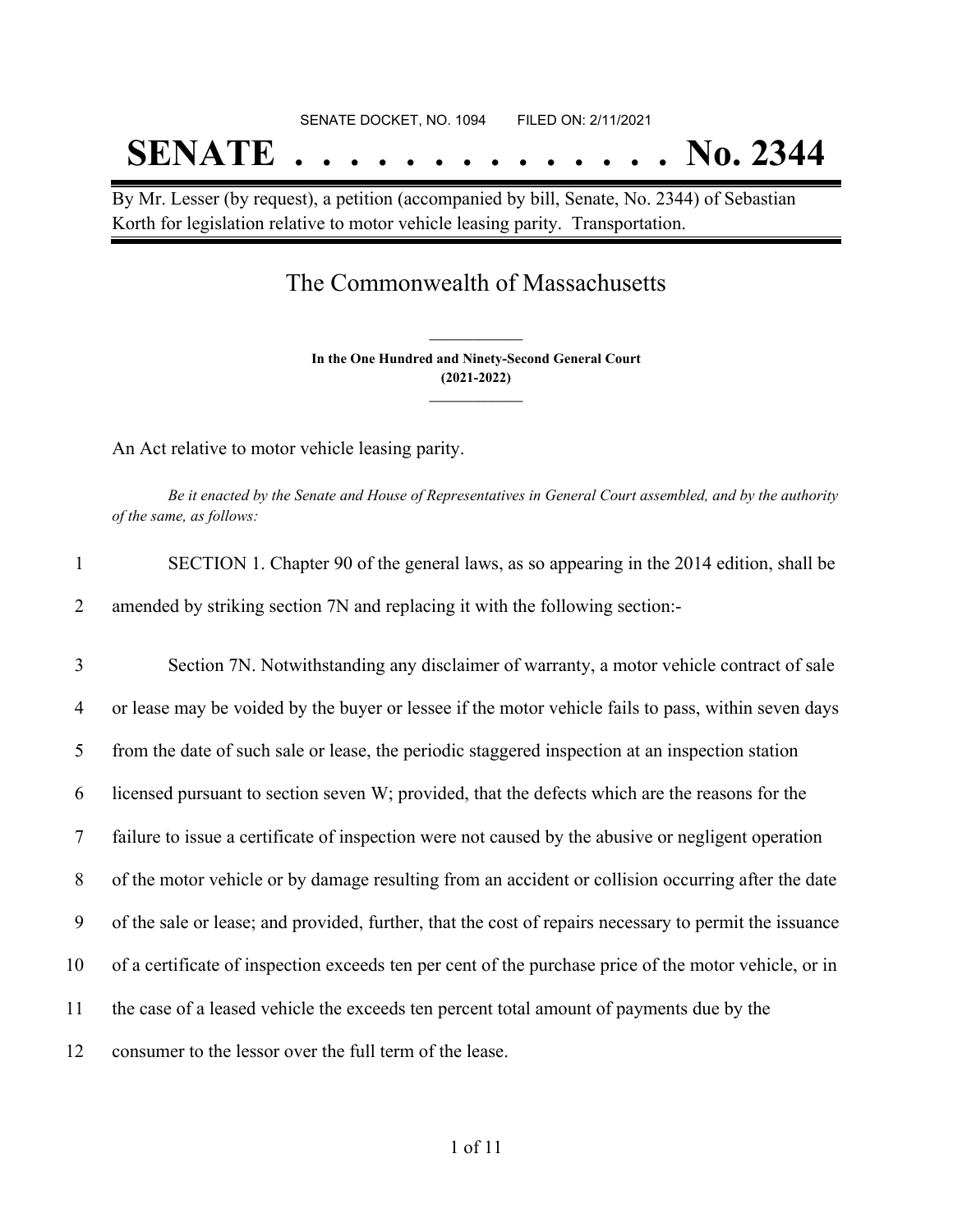SENATE DOCKET, NO. 1094        FILED ON: 2/11/2021

# SENATE . . . . . . . . . . . . . . No. 2344

By Mr. Lesser (by request), a petition (accompanied by bill, Senate, No. 2344) of Sebastian Korth for legislation relative to motor vehicle leasing parity. Transportation.

## The Commonwealth of Massachusetts

**In the One Hundred and Ninety-Second General Court**
**(2021-2022)**

An Act relative to motor vehicle leasing parity.

*Be it enacted by the Senate and House of Representatives in General Court assembled, and by the authority of the same, as follows:*

1 SECTION 1. Chapter 90 of the general laws, as so appearing in the 2014 edition, shall be
2 amended by striking section 7N and replacing it with the following section:-

3 Section 7N. Notwithstanding any disclaimer of warranty, a motor vehicle contract of sale
4 or lease may be voided by the buyer or lessee if the motor vehicle fails to pass, within seven days
5 from the date of such sale or lease, the periodic staggered inspection at an inspection station
6 licensed pursuant to section seven W; provided, that the defects which are the reasons for the
7 failure to issue a certificate of inspection were not caused by the abusive or negligent operation
8 of the motor vehicle or by damage resulting from an accident or collision occurring after the date
9 of the sale or lease; and provided, further, that the cost of repairs necessary to permit the issuance
10 of a certificate of inspection exceeds ten per cent of the purchase price of the motor vehicle, or in
11 the case of a leased vehicle the exceeds ten percent total amount of payments due by the
12 consumer to the lessor over the full term of the lease.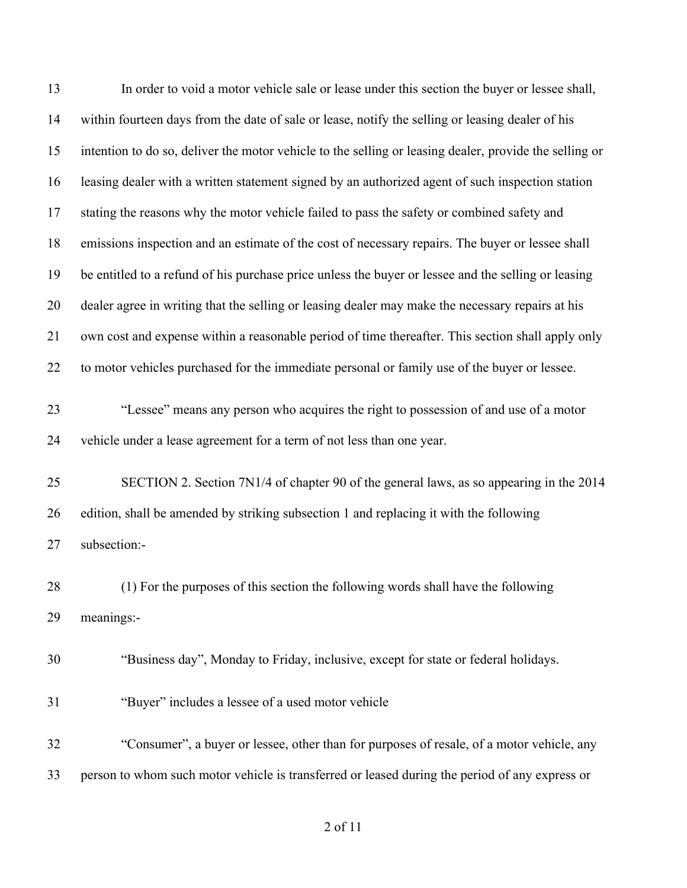In order to void a motor vehicle sale or lease under this section the buyer or lessee shall, within fourteen days from the date of sale or lease, notify the selling or leasing dealer of his intention to do so, deliver the motor vehicle to the selling or leasing dealer, provide the selling or leasing dealer with a written statement signed by an authorized agent of such inspection station stating the reasons why the motor vehicle failed to pass the safety or combined safety and emissions inspection and an estimate of the cost of necessary repairs. The buyer or lessee shall be entitled to a refund of his purchase price unless the buyer or lessee and the selling or leasing dealer agree in writing that the selling or leasing dealer may make the necessary repairs at his own cost and expense within a reasonable period of time thereafter. This section shall apply only to motor vehicles purchased for the immediate personal or family use of the buyer or lessee.

"Lessee" means any person who acquires the right to possession of and use of a motor vehicle under a lease agreement for a term of not less than one year.

SECTION 2. Section 7N1/4 of chapter 90 of the general laws, as so appearing in the 2014 edition, shall be amended by striking subsection 1 and replacing it with the following subsection:-

(1) For the purposes of this section the following words shall have the following meanings:-

"Business day", Monday to Friday, inclusive, except for state or federal holidays.

"Buyer" includes a lessee of a used motor vehicle

"Consumer", a buyer or lessee, other than for purposes of resale, of a motor vehicle, any person to whom such motor vehicle is transferred or leased during the period of any express or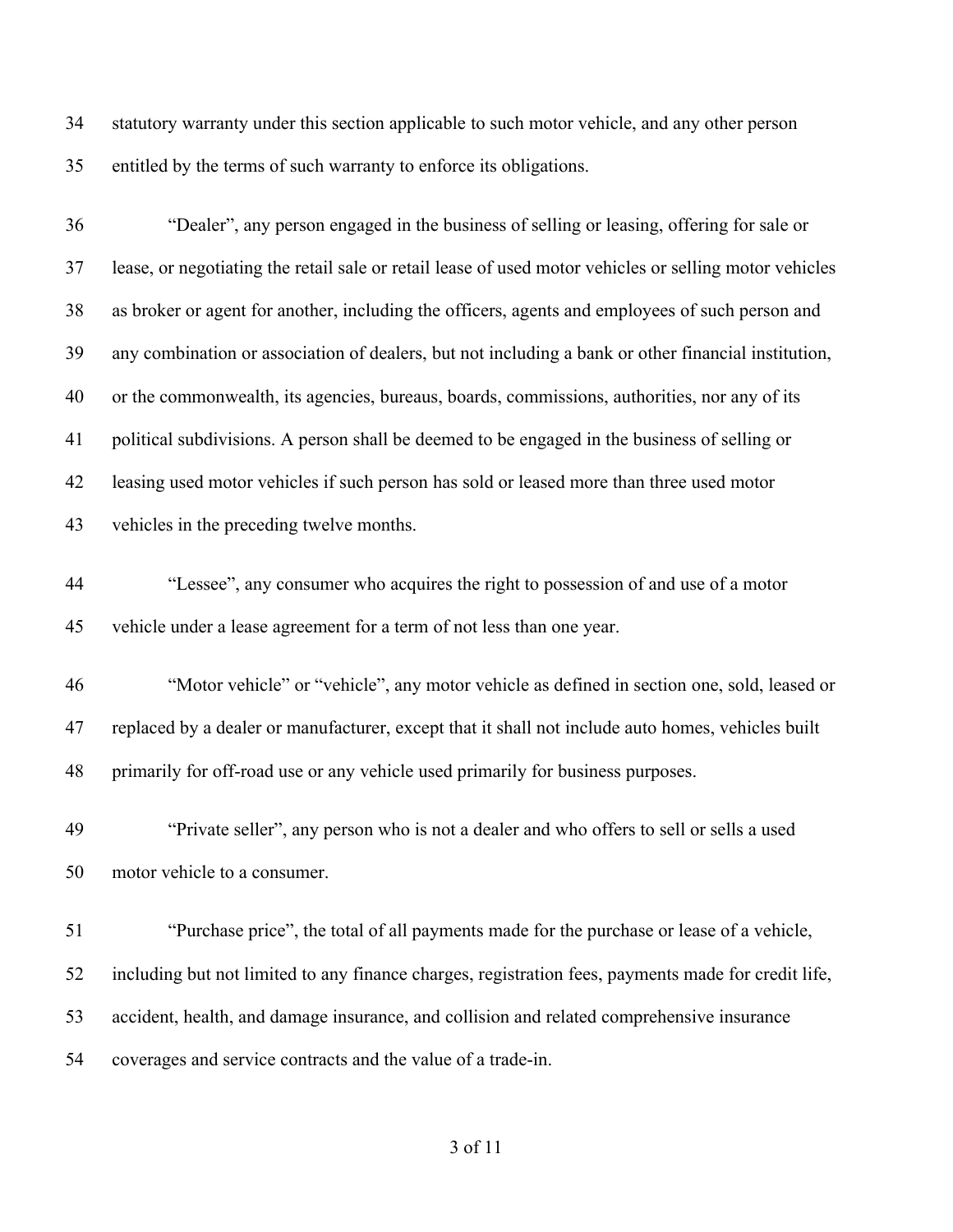statutory warranty under this section applicable to such motor vehicle, and any other person entitled by the terms of such warranty to enforce its obligations.

"Dealer", any person engaged in the business of selling or leasing, offering for sale or lease, or negotiating the retail sale or retail lease of used motor vehicles or selling motor vehicles as broker or agent for another, including the officers, agents and employees of such person and any combination or association of dealers, but not including a bank or other financial institution, or the commonwealth, its agencies, bureaus, boards, commissions, authorities, nor any of its political subdivisions. A person shall be deemed to be engaged in the business of selling or leasing used motor vehicles if such person has sold or leased more than three used motor vehicles in the preceding twelve months.

"Lessee", any consumer who acquires the right to possession of and use of a motor vehicle under a lease agreement for a term of not less than one year.

"Motor vehicle" or "vehicle", any motor vehicle as defined in section one, sold, leased or replaced by a dealer or manufacturer, except that it shall not include auto homes, vehicles built primarily for off-road use or any vehicle used primarily for business purposes.

"Private seller", any person who is not a dealer and who offers to sell or sells a used motor vehicle to a consumer.

"Purchase price", the total of all payments made for the purchase or lease of a vehicle, including but not limited to any finance charges, registration fees, payments made for credit life, accident, health, and damage insurance, and collision and related comprehensive insurance coverages and service contracts and the value of a trade-in.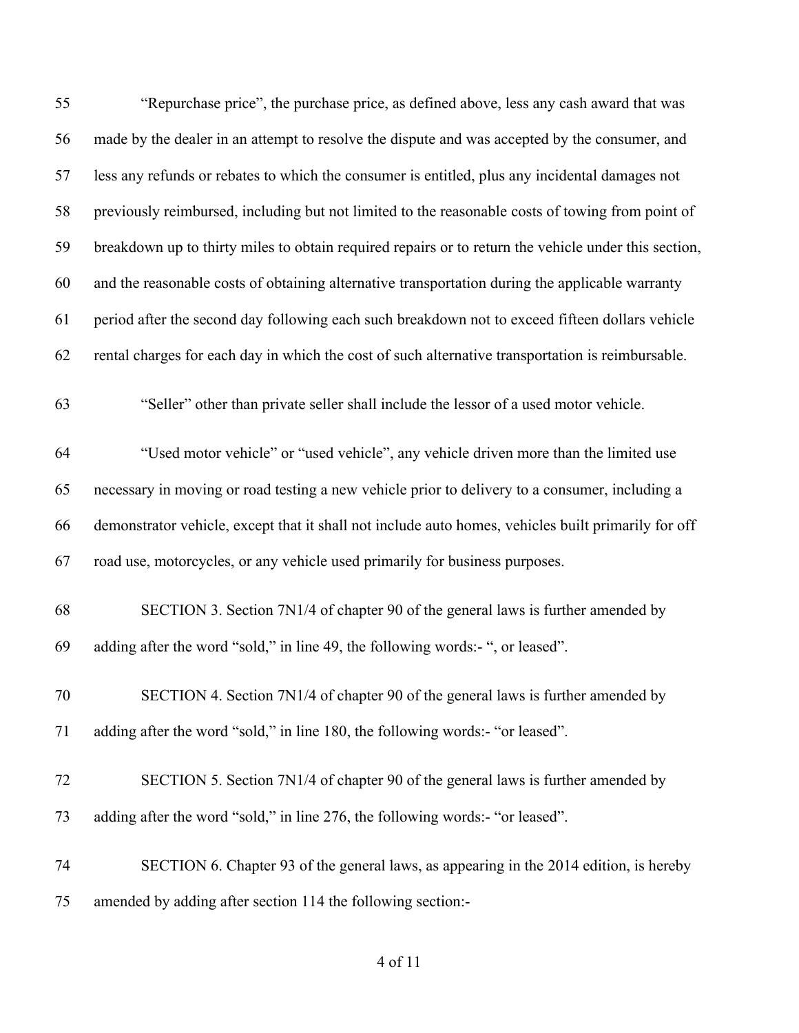"Repurchase price", the purchase price, as defined above, less any cash award that was made by the dealer in an attempt to resolve the dispute and was accepted by the consumer, and less any refunds or rebates to which the consumer is entitled, plus any incidental damages not previously reimbursed, including but not limited to the reasonable costs of towing from point of breakdown up to thirty miles to obtain required repairs or to return the vehicle under this section, and the reasonable costs of obtaining alternative transportation during the applicable warranty period after the second day following each such breakdown not to exceed fifteen dollars vehicle rental charges for each day in which the cost of such alternative transportation is reimbursable.

"Seller" other than private seller shall include the lessor of a used motor vehicle.

"Used motor vehicle" or "used vehicle", any vehicle driven more than the limited use necessary in moving or road testing a new vehicle prior to delivery to a consumer, including a demonstrator vehicle, except that it shall not include auto homes, vehicles built primarily for off road use, motorcycles, or any vehicle used primarily for business purposes.

SECTION 3. Section 7N1/4 of chapter 90 of the general laws is further amended by adding after the word "sold," in line 49, the following words:- ", or leased".

SECTION 4. Section 7N1/4 of chapter 90 of the general laws is further amended by adding after the word "sold," in line 180, the following words:- "or leased".

SECTION 5. Section 7N1/4 of chapter 90 of the general laws is further amended by adding after the word "sold," in line 276, the following words:- "or leased".

SECTION 6. Chapter 93 of the general laws, as appearing in the 2014 edition, is hereby amended by adding after section 114 the following section:-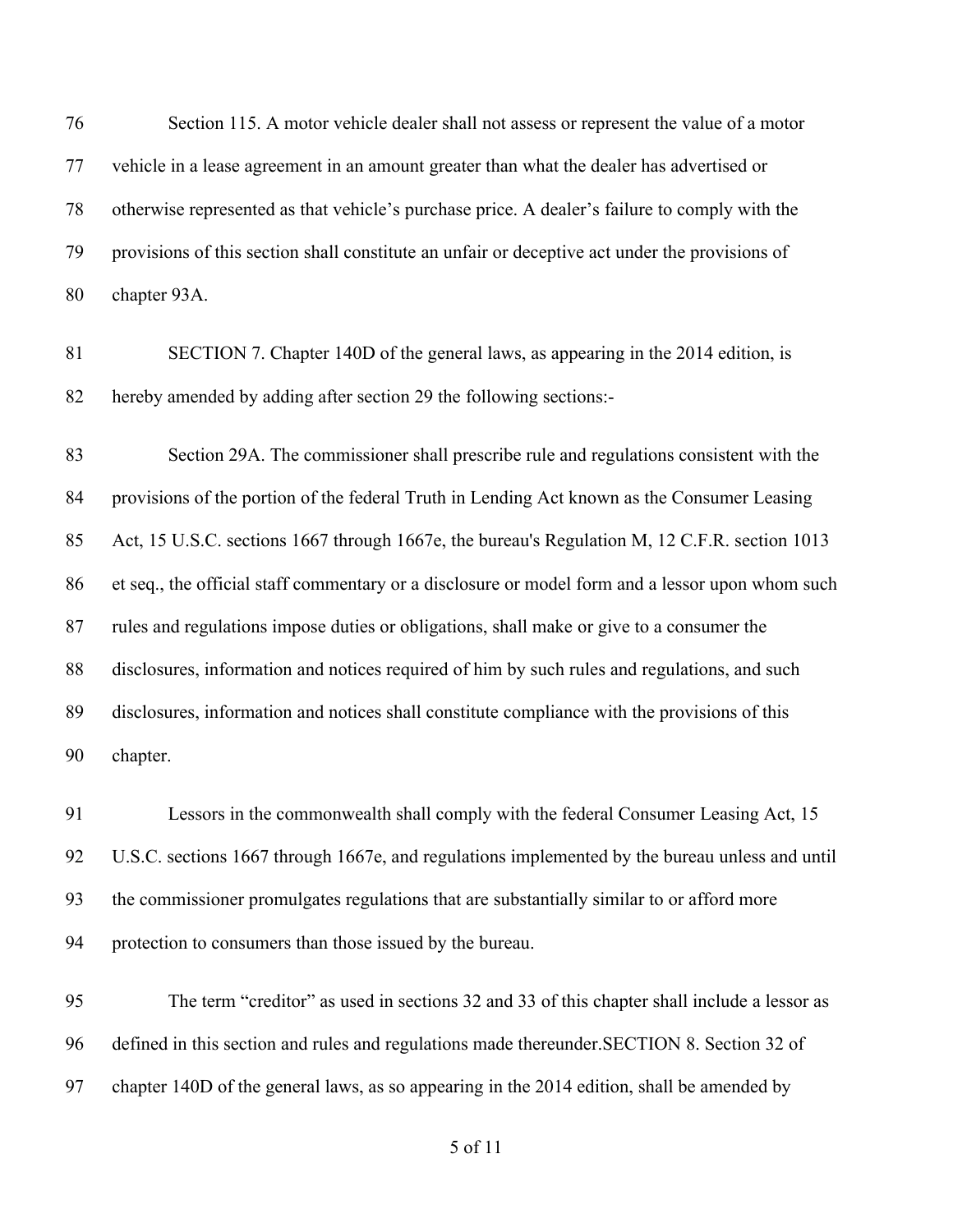Section 115. A motor vehicle dealer shall not assess or represent the value of a motor vehicle in a lease agreement in an amount greater than what the dealer has advertised or otherwise represented as that vehicle's purchase price. A dealer's failure to comply with the provisions of this section shall constitute an unfair or deceptive act under the provisions of chapter 93A.

SECTION 7. Chapter 140D of the general laws, as appearing in the 2014 edition, is hereby amended by adding after section 29 the following sections:-

Section 29A. The commissioner shall prescribe rule and regulations consistent with the provisions of the portion of the federal Truth in Lending Act known as the Consumer Leasing Act, 15 U.S.C. sections 1667 through 1667e, the bureau's Regulation M, 12 C.F.R. section 1013 et seq., the official staff commentary or a disclosure or model form and a lessor upon whom such rules and regulations impose duties or obligations, shall make or give to a consumer the disclosures, information and notices required of him by such rules and regulations, and such disclosures, information and notices shall constitute compliance with the provisions of this chapter.

Lessors in the commonwealth shall comply with the federal Consumer Leasing Act, 15 U.S.C. sections 1667 through 1667e, and regulations implemented by the bureau unless and until the commissioner promulgates regulations that are substantially similar to or afford more protection to consumers than those issued by the bureau.

The term "creditor" as used in sections 32 and 33 of this chapter shall include a lessor as defined in this section and rules and regulations made thereunder.SECTION 8. Section 32 of chapter 140D of the general laws, as so appearing in the 2014 edition, shall be amended by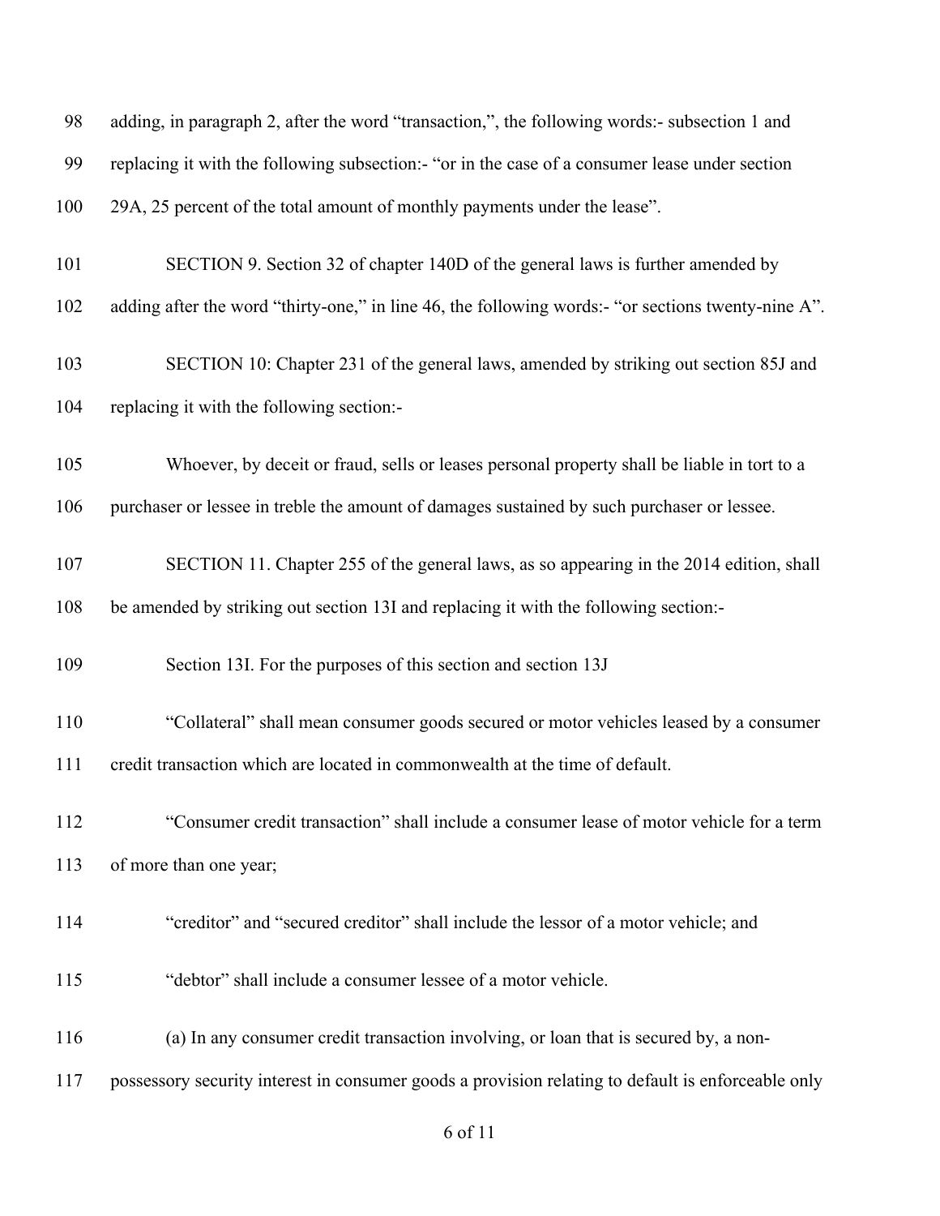98 adding, in paragraph 2, after the word "transaction,", the following words:- subsection 1 and

99 replacing it with the following subsection:- "or in the case of a consumer lease under section

100 29A, 25 percent of the total amount of monthly payments under the lease".

101 SECTION 9. Section 32 of chapter 140D of the general laws is further amended by

102 adding after the word "thirty-one," in line 46, the following words:- "or sections twenty-nine A".

103 SECTION 10: Chapter 231 of the general laws, amended by striking out section 85J and

104 replacing it with the following section:-

105 Whoever, by deceit or fraud, sells or leases personal property shall be liable in tort to a

106 purchaser or lessee in treble the amount of damages sustained by such purchaser or lessee.

107 SECTION 11. Chapter 255 of the general laws, as so appearing in the 2014 edition, shall

108 be amended by striking out section 13I and replacing it with the following section:-

109 Section 13I. For the purposes of this section and section 13J

110 "Collateral" shall mean consumer goods secured or motor vehicles leased by a consumer

111 credit transaction which are located in commonwealth at the time of default.

112 "Consumer credit transaction" shall include a consumer lease of motor vehicle for a term

113 of more than one year;

114 "creditor" and "secured creditor" shall include the lessor of a motor vehicle; and

115 "debtor" shall include a consumer lessee of a motor vehicle.

116 (a) In any consumer credit transaction involving, or loan that is secured by, a non-

117 possessory security interest in consumer goods a provision relating to default is enforceable only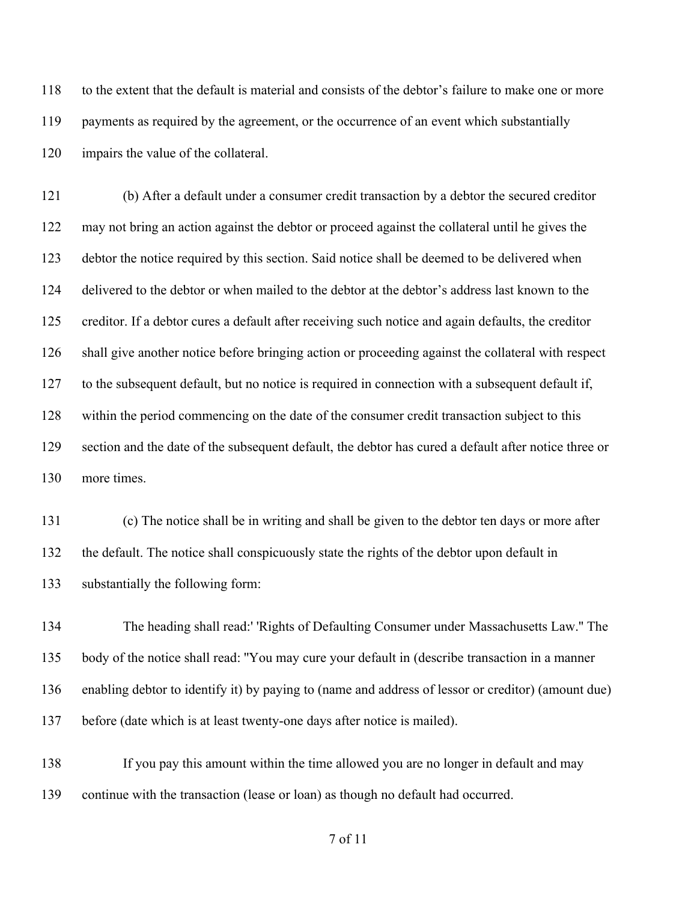118 to the extent that the default is material and consists of the debtor's failure to make one or more
119 payments as required by the agreement, or the occurrence of an event which substantially
120 impairs the value of the collateral.

121 (b) After a default under a consumer credit transaction by a debtor the secured creditor
122 may not bring an action against the debtor or proceed against the collateral until he gives the
123 debtor the notice required by this section. Said notice shall be deemed to be delivered when
124 delivered to the debtor or when mailed to the debtor at the debtor's address last known to the
125 creditor. If a debtor cures a default after receiving such notice and again defaults, the creditor
126 shall give another notice before bringing action or proceeding against the collateral with respect
127 to the subsequent default, but no notice is required in connection with a subsequent default if,
128 within the period commencing on the date of the consumer credit transaction subject to this
129 section and the date of the subsequent default, the debtor has cured a default after notice three or
130 more times.

131 (c) The notice shall be in writing and shall be given to the debtor ten days or more after
132 the default. The notice shall conspicuously state the rights of the debtor upon default in
133 substantially the following form:

134 The heading shall read:' 'Rights of Defaulting Consumer under Massachusetts Law." The
135 body of the notice shall read: "You may cure your default in (describe transaction in a manner
136 enabling debtor to identify it) by paying to (name and address of lessor or creditor) (amount due)
137 before (date which is at least twenty-one days after notice is mailed).

138 If you pay this amount within the time allowed you are no longer in default and may
139 continue with the transaction (lease or loan) as though no default had occurred.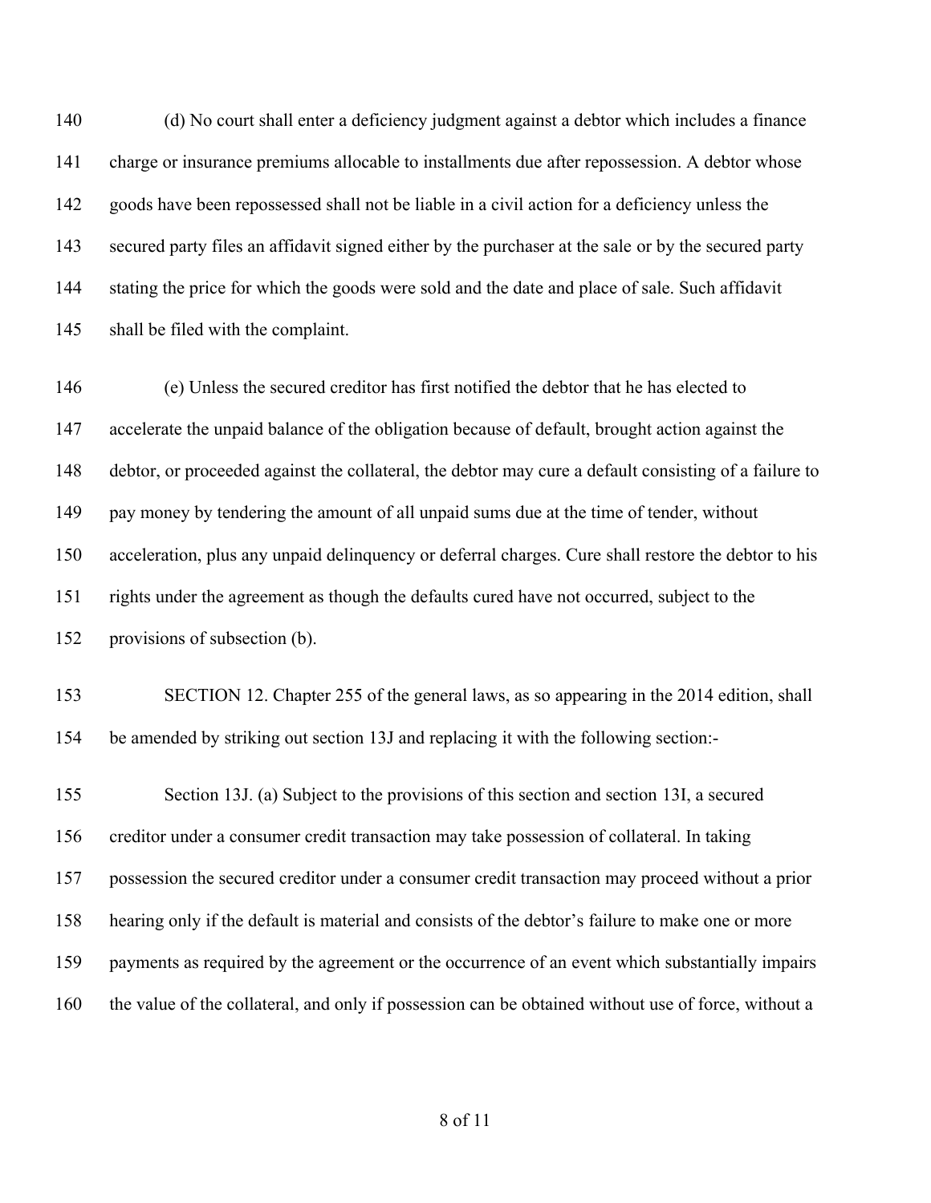(d) No court shall enter a deficiency judgment against a debtor which includes a finance charge or insurance premiums allocable to installments due after repossession. A debtor whose goods have been repossessed shall not be liable in a civil action for a deficiency unless the secured party files an affidavit signed either by the purchaser at the sale or by the secured party stating the price for which the goods were sold and the date and place of sale. Such affidavit shall be filed with the complaint.

(e) Unless the secured creditor has first notified the debtor that he has elected to accelerate the unpaid balance of the obligation because of default, brought action against the debtor, or proceeded against the collateral, the debtor may cure a default consisting of a failure to pay money by tendering the amount of all unpaid sums due at the time of tender, without acceleration, plus any unpaid delinquency or deferral charges. Cure shall restore the debtor to his rights under the agreement as though the defaults cured have not occurred, subject to the provisions of subsection (b).

SECTION 12. Chapter 255 of the general laws, as so appearing in the 2014 edition, shall be amended by striking out section 13J and replacing it with the following section:-

Section 13J. (a) Subject to the provisions of this section and section 13I, a secured creditor under a consumer credit transaction may take possession of collateral. In taking possession the secured creditor under a consumer credit transaction may proceed without a prior hearing only if the default is material and consists of the debtor's failure to make one or more payments as required by the agreement or the occurrence of an event which substantially impairs the value of the collateral, and only if possession can be obtained without use of force, without a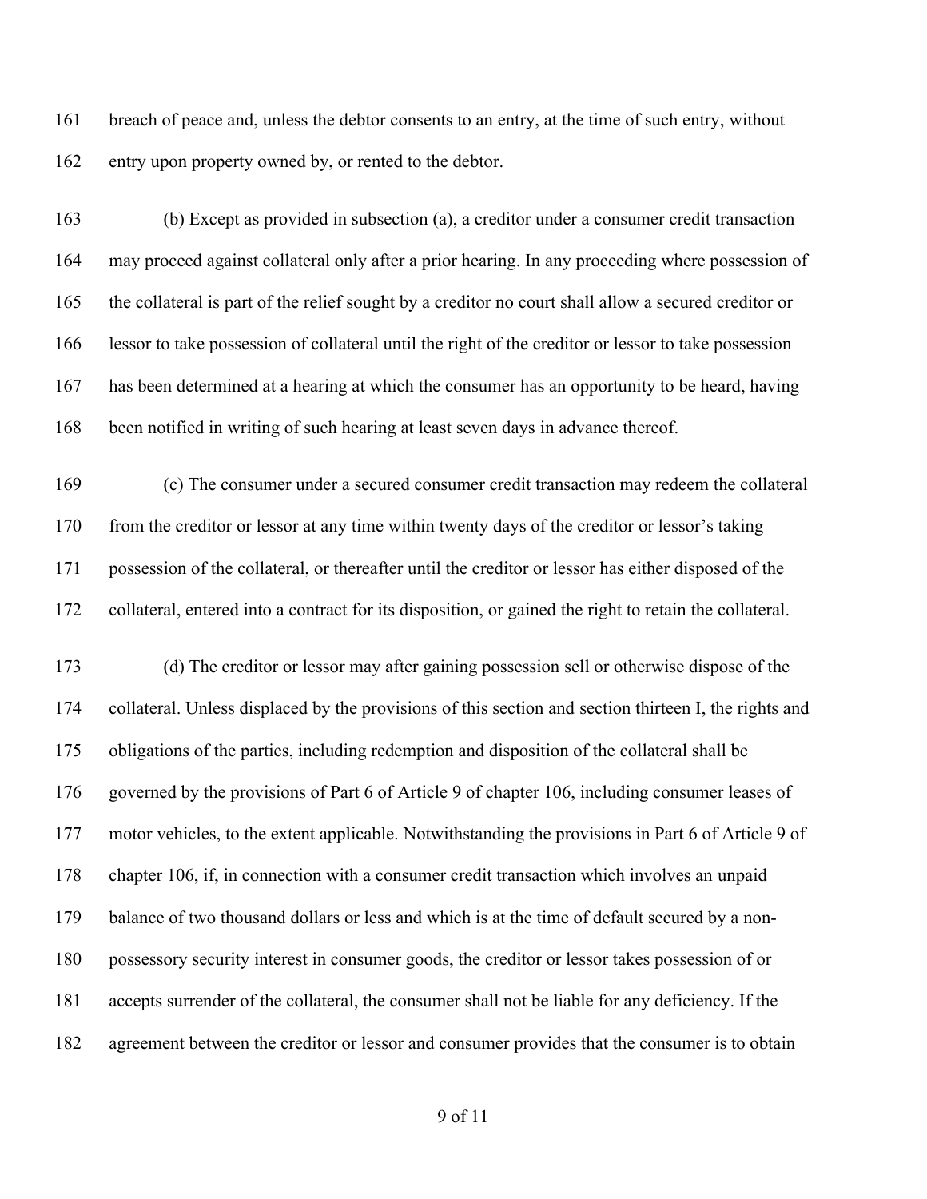breach of peace and, unless the debtor consents to an entry, at the time of such entry, without entry upon property owned by, or rented to the debtor.

(b) Except as provided in subsection (a), a creditor under a consumer credit transaction may proceed against collateral only after a prior hearing. In any proceeding where possession of the collateral is part of the relief sought by a creditor no court shall allow a secured creditor or lessor to take possession of collateral until the right of the creditor or lessor to take possession has been determined at a hearing at which the consumer has an opportunity to be heard, having been notified in writing of such hearing at least seven days in advance thereof.

(c) The consumer under a secured consumer credit transaction may redeem the collateral from the creditor or lessor at any time within twenty days of the creditor or lessor's taking possession of the collateral, or thereafter until the creditor or lessor has either disposed of the collateral, entered into a contract for its disposition, or gained the right to retain the collateral.

(d) The creditor or lessor may after gaining possession sell or otherwise dispose of the collateral. Unless displaced by the provisions of this section and section thirteen I, the rights and obligations of the parties, including redemption and disposition of the collateral shall be governed by the provisions of Part 6 of Article 9 of chapter 106, including consumer leases of motor vehicles, to the extent applicable. Notwithstanding the provisions in Part 6 of Article 9 of chapter 106, if, in connection with a consumer credit transaction which involves an unpaid balance of two thousand dollars or less and which is at the time of default secured by a non-possessory security interest in consumer goods, the creditor or lessor takes possession of or accepts surrender of the collateral, the consumer shall not be liable for any deficiency. If the agreement between the creditor or lessor and consumer provides that the consumer is to obtain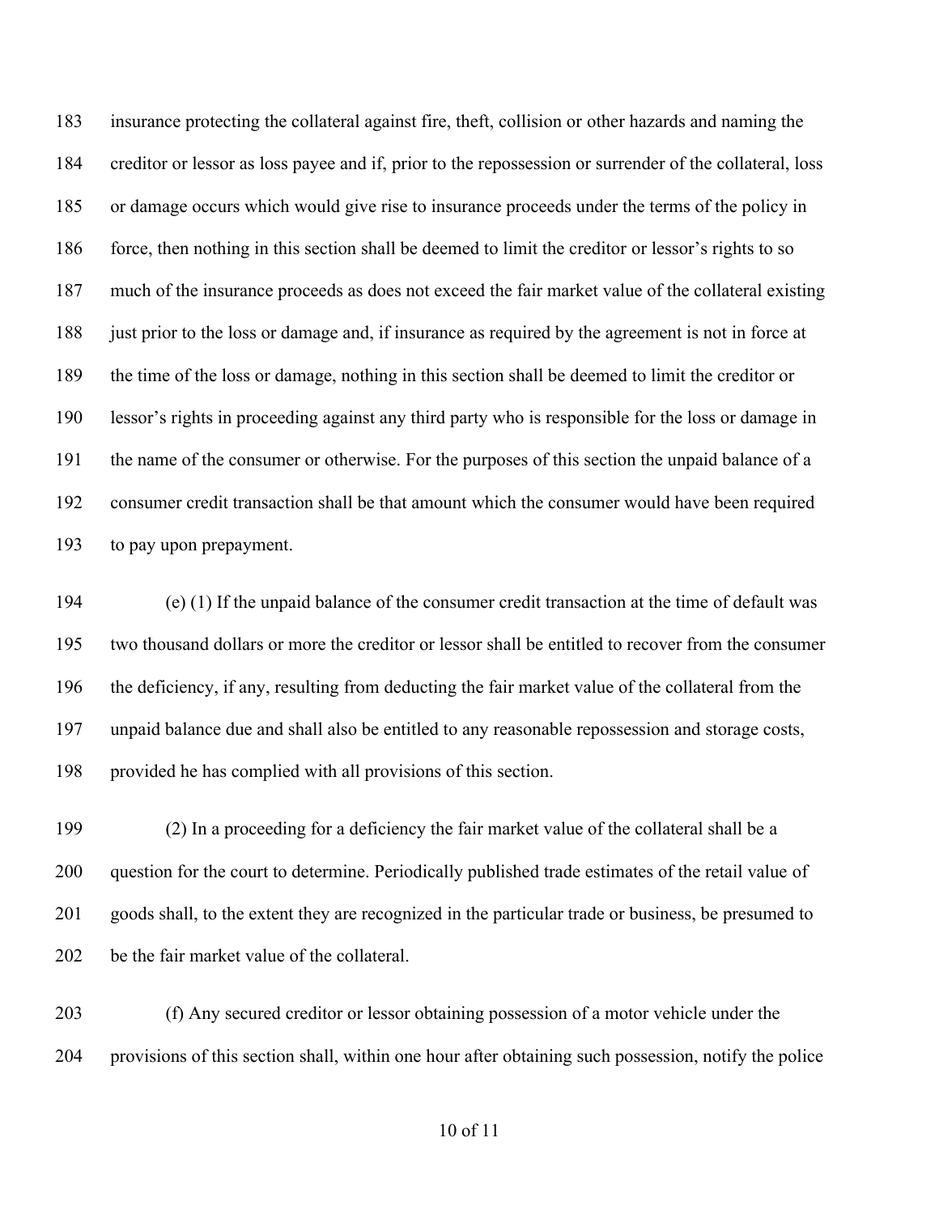183 insurance protecting the collateral against fire, theft, collision or other hazards and naming the
184 creditor or lessor as loss payee and if, prior to the repossession or surrender of the collateral, loss
185 or damage occurs which would give rise to insurance proceeds under the terms of the policy in
186 force, then nothing in this section shall be deemed to limit the creditor or lessor's rights to so
187 much of the insurance proceeds as does not exceed the fair market value of the collateral existing
188 just prior to the loss or damage and, if insurance as required by the agreement is not in force at
189 the time of the loss or damage, nothing in this section shall be deemed to limit the creditor or
190 lessor's rights in proceeding against any third party who is responsible for the loss or damage in
191 the name of the consumer or otherwise. For the purposes of this section the unpaid balance of a
192 consumer credit transaction shall be that amount which the consumer would have been required
193 to pay upon prepayment.

194 (e) (1) If the unpaid balance of the consumer credit transaction at the time of default was
195 two thousand dollars or more the creditor or lessor shall be entitled to recover from the consumer
196 the deficiency, if any, resulting from deducting the fair market value of the collateral from the
197 unpaid balance due and shall also be entitled to any reasonable repossession and storage costs,
198 provided he has complied with all provisions of this section.

199 (2) In a proceeding for a deficiency the fair market value of the collateral shall be a
200 question for the court to determine. Periodically published trade estimates of the retail value of
201 goods shall, to the extent they are recognized in the particular trade or business, be presumed to
202 be the fair market value of the collateral.

203 (f) Any secured creditor or lessor obtaining possession of a motor vehicle under the
204 provisions of this section shall, within one hour after obtaining such possession, notify the police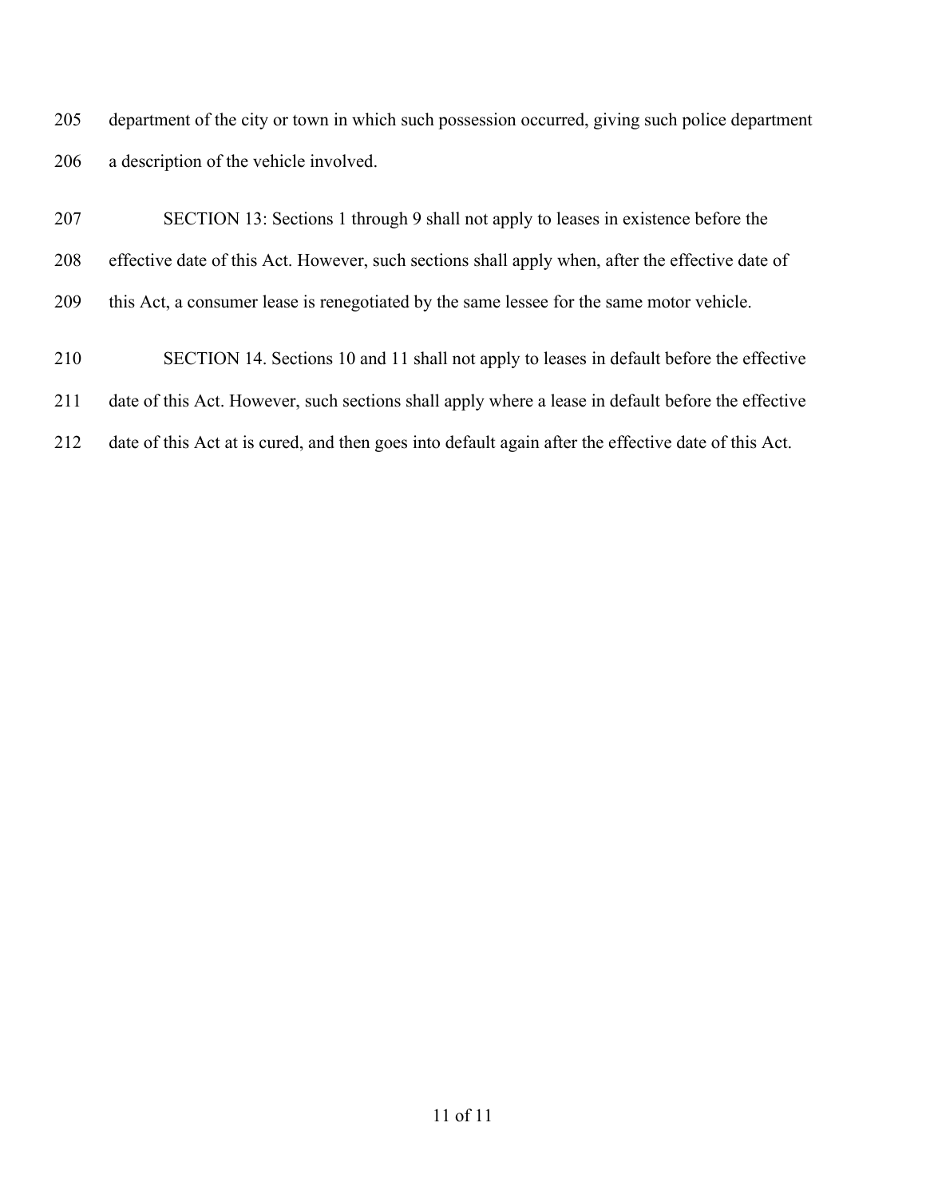department of the city or town in which such possession occurred, giving such police department a description of the vehicle involved.

SECTION 13: Sections 1 through 9 shall not apply to leases in existence before the effective date of this Act. However, such sections shall apply when, after the effective date of this Act, a consumer lease is renegotiated by the same lessee for the same motor vehicle.

SECTION 14. Sections 10 and 11 shall not apply to leases in default before the effective date of this Act. However, such sections shall apply where a lease in default before the effective date of this Act at is cured, and then goes into default again after the effective date of this Act.